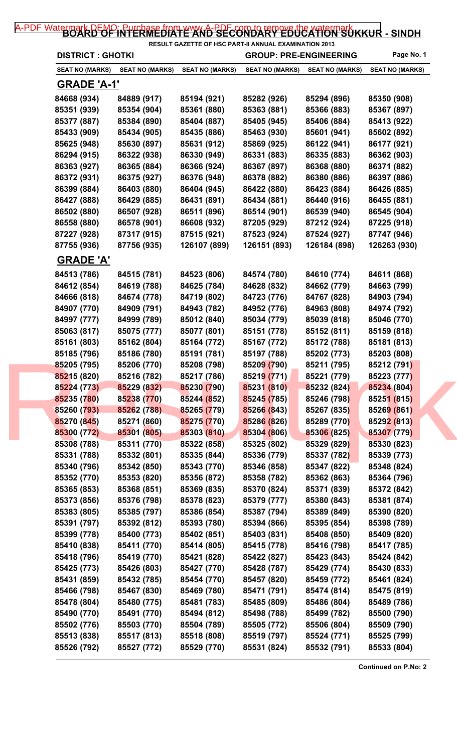# BOARD OF INTERMEDIATE AND SECONDARY EDUCATION SUKKUR - SINDH

**RESULT GAZETTE OF HSC PART-II ANNUAL EXAMINATION 2013**

**DISTRICT : GHOTKI** **GROUP: PRE-ENGINEERING**

| SEAT NO (MARKS) | SEAT NO (MARKS) | SEAT NO (MARKS) | SEAT NO (MARKS) | SEAT NO (MARKS) | SEAT NO (MARKS) |
|---|---|---|---|---|---|

## GRADE 'A-1'

| | | | | | |
|---|---|---|---|---|---|
| 84668 (934) | 84889 (917) | 85194 (921) | 85282 (926) | 85294 (896) | 85350 (908) |
| 85351 (939) | 85354 (904) | 85361 (880) | 85363 (881) | 85366 (883) | 85367 (897) |
| 85377 (887) | 85384 (890) | 85404 (887) | 85405 (945) | 85406 (884) | 85413 (922) |
| 85433 (909) | 85434 (905) | 85435 (886) | 85463 (930) | 85601 (941) | 85602 (892) |
| 85625 (948) | 85630 (897) | 85631 (912) | 85869 (925) | 86122 (941) | 86177 (921) |
| 86294 (915) | 86322 (938) | 86330 (949) | 86331 (883) | 86335 (883) | 86362 (903) |
| 86363 (927) | 86365 (884) | 86366 (924) | 86367 (897) | 86368 (880) | 86371 (882) |
| 86372 (931) | 86375 (927) | 86376 (948) | 86378 (882) | 86380 (886) | 86397 (886) |
| 86399 (884) | 86403 (880) | 86404 (945) | 86422 (880) | 86423 (884) | 86426 (885) |
| 86427 (888) | 86429 (885) | 86431 (891) | 86434 (881) | 86440 (916) | 86455 (881) |
| 86502 (880) | 86507 (928) | 86511 (896) | 86514 (901) | 86539 (940) | 86545 (904) |
| 86558 (880) | 86578 (901) | 86608 (932) | 87205 (929) | 87212 (924) | 87225 (918) |
| 87227 (928) | 87317 (915) | 87515 (921) | 87523 (924) | 87524 (927) | 87747 (946) |
| 87755 (936) | 87756 (935) | 126107 (899) | 126151 (893) | 126184 (898) | 126263 (930) |

## GRADE 'A'

| | | | | | |
|---|---|---|---|---|---|
| 84513 (786) | 84515 (781) | 84523 (806) | 84574 (780) | 84610 (774) | 84611 (868) |
| 84612 (854) | 84619 (788) | 84625 (784) | 84628 (832) | 84662 (779) | 84663 (799) |
| 84666 (818) | 84674 (778) | 84719 (802) | 84723 (776) | 84767 (828) | 84903 (794) |
| 84907 (770) | 84909 (791) | 84943 (782) | 84952 (776) | 84963 (808) | 84974 (792) |
| 84997 (777) | 84999 (789) | 85012 (840) | 85034 (779) | 85039 (818) | 85046 (770) |
| 85063 (817) | 85075 (777) | 85077 (801) | 85151 (778) | 85152 (811) | 85159 (818) |
| 85161 (803) | 85162 (804) | 85164 (772) | 85167 (772) | 85172 (788) | 85181 (813) |
| 85185 (796) | 85186 (780) | 85191 (781) | 85197 (788) | 85202 (773) | 85203 (808) |
| 85205 (795) | 85206 (770) | 85208 (798) | 85209 (790) | 85211 (795) | 85212 (791) |
| 85215 (820) | 85216 (782) | 85217 (786) | 85219 (771) | 85221 (779) | 85223 (777) |
| 85224 (773) | 85229 (832) | 85230 (790) | 85231 (810) | 85232 (824) | 85234 (804) |
| 85235 (780) | 85238 (770) | 85244 (852) | 85245 (785) | 85246 (798) | 85251 (815) |
| 85260 (793) | 85262 (788) | 85265 (779) | 85266 (843) | 85267 (835) | 85269 (861) |
| 85270 (845) | 85271 (860) | 85275 (770) | 85286 (826) | 85289 (770) | 85292 (813) |
| 85300 (772) | 85301 (805) | 85303 (810) | 85304 (806) | 85306 (825) | 85307 (779) |
| 85308 (788) | 85311 (770) | 85322 (858) | 85325 (802) | 85329 (829) | 85330 (823) |
| 85331 (788) | 85332 (801) | 85335 (844) | 85336 (779) | 85337 (782) | 85339 (773) |
| 85340 (796) | 85342 (850) | 85343 (770) | 85346 (858) | 85347 (822) | 85348 (824) |
| 85352 (770) | 85353 (820) | 85356 (872) | 85358 (782) | 85362 (863) | 85364 (796) |
| 85365 (853) | 85368 (851) | 85369 (835) | 85370 (824) | 85371 (839) | 85372 (842) |
| 85373 (856) | 85376 (798) | 85378 (823) | 85379 (777) | 85380 (843) | 85381 (874) |
| 85383 (805) | 85385 (797) | 85386 (854) | 85387 (794) | 85389 (849) | 85390 (820) |
| 85391 (797) | 85392 (812) | 85393 (780) | 85394 (866) | 85395 (854) | 85398 (789) |
| 85399 (778) | 85400 (773) | 85402 (851) | 85403 (831) | 85408 (850) | 85409 (820) |
| 85410 (838) | 85411 (770) | 85414 (805) | 85415 (778) | 85416 (798) | 85417 (785) |
| 85418 (796) | 85419 (770) | 85421 (828) | 85422 (827) | 85423 (843) | 85424 (842) |
| 85425 (773) | 85426 (803) | 85427 (770) | 85428 (787) | 85429 (774) | 85430 (833) |
| 85431 (859) | 85432 (785) | 85454 (770) | 85457 (820) | 85459 (772) | 85461 (824) |
| 85466 (798) | 85467 (830) | 85469 (780) | 85471 (791) | 85474 (814) | 85475 (819) |
| 85478 (804) | 85480 (775) | 85481 (783) | 85485 (809) | 85486 (804) | 85489 (786) |
| 85490 (770) | 85491 (770) | 85494 (812) | 85498 (788) | 85499 (782) | 85500 (790) |
| 85502 (776) | 85503 (770) | 85504 (789) | 85505 (772) | 85506 (804) | 85509 (790) |
| 85513 (838) | 85517 (813) | 85518 (808) | 85519 (797) | 85524 (771) | 85525 (799) |
| 85526 (792) | 85527 (772) | 85529 (770) | 85531 (824) | 85532 (791) | 85533 (804) |

**Continued on P.No: 2**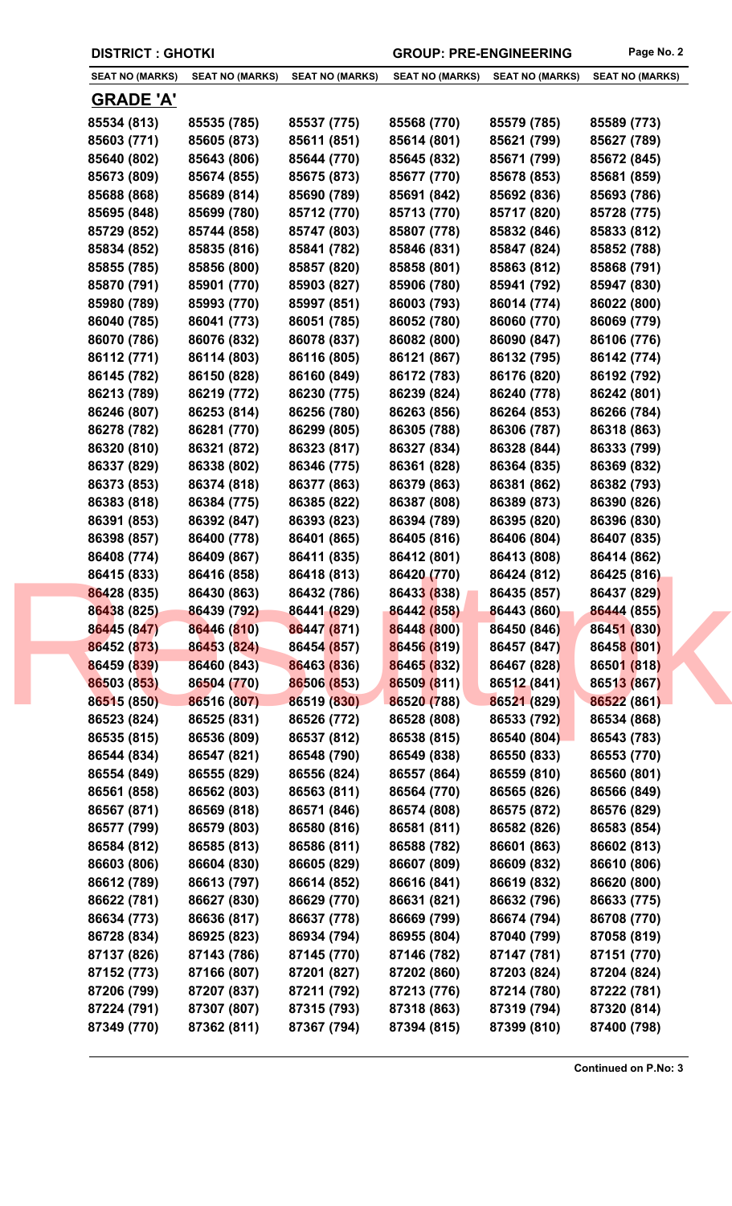**DISTRICT : GHOTKI** **GROUP: PRE-ENGINEERING**

| SEAT NO (MARKS) | SEAT NO (MARKS) | SEAT NO (MARKS) | SEAT NO (MARKS) | SEAT NO (MARKS) | SEAT NO (MARKS) |
|---|---|---|---|---|---|

## GRADE 'A'

| SEAT NO (MARKS) | SEAT NO (MARKS) | SEAT NO (MARKS) | SEAT NO (MARKS) | SEAT NO (MARKS) | SEAT NO (MARKS) |
|---|---|---|---|---|---|
| 85534 (813) | 85535 (785) | 85537 (775) | 85568 (770) | 85579 (785) | 85589 (773) |
| 85603 (771) | 85605 (873) | 85611 (851) | 85614 (801) | 85621 (799) | 85627 (789) |
| 85640 (802) | 85643 (806) | 85644 (770) | 85645 (832) | 85671 (799) | 85672 (845) |
| 85673 (809) | 85674 (855) | 85675 (873) | 85677 (770) | 85678 (853) | 85681 (859) |
| 85688 (868) | 85689 (814) | 85690 (789) | 85691 (842) | 85692 (836) | 85693 (786) |
| 85695 (848) | 85699 (780) | 85712 (770) | 85713 (770) | 85717 (820) | 85728 (775) |
| 85729 (852) | 85744 (858) | 85747 (803) | 85807 (778) | 85832 (846) | 85833 (812) |
| 85834 (852) | 85835 (816) | 85841 (782) | 85846 (831) | 85847 (824) | 85852 (788) |
| 85855 (785) | 85856 (800) | 85857 (820) | 85858 (801) | 85863 (812) | 85868 (791) |
| 85870 (791) | 85901 (770) | 85903 (827) | 85906 (780) | 85941 (792) | 85947 (830) |
| 85980 (789) | 85993 (770) | 85997 (851) | 86003 (793) | 86014 (774) | 86022 (800) |
| 86040 (785) | 86041 (773) | 86051 (785) | 86052 (780) | 86060 (770) | 86069 (779) |
| 86070 (786) | 86076 (832) | 86078 (837) | 86082 (800) | 86090 (847) | 86106 (776) |
| 86112 (771) | 86114 (803) | 86116 (805) | 86121 (867) | 86132 (795) | 86142 (774) |
| 86145 (782) | 86150 (828) | 86160 (849) | 86172 (783) | 86176 (820) | 86192 (792) |
| 86213 (789) | 86219 (772) | 86230 (775) | 86239 (824) | 86240 (778) | 86242 (801) |
| 86246 (807) | 86253 (814) | 86256 (780) | 86263 (856) | 86264 (853) | 86266 (784) |
| 86278 (782) | 86281 (770) | 86299 (805) | 86305 (788) | 86306 (787) | 86318 (863) |
| 86320 (810) | 86321 (872) | 86323 (817) | 86327 (834) | 86328 (844) | 86333 (799) |
| 86337 (829) | 86338 (802) | 86346 (775) | 86361 (828) | 86364 (835) | 86369 (832) |
| 86373 (853) | 86374 (818) | 86377 (863) | 86379 (863) | 86381 (862) | 86382 (793) |
| 86383 (818) | 86384 (775) | 86385 (822) | 86387 (808) | 86389 (873) | 86390 (826) |
| 86391 (853) | 86392 (847) | 86393 (823) | 86394 (789) | 86395 (820) | 86396 (830) |
| 86398 (857) | 86400 (778) | 86401 (865) | 86405 (816) | 86406 (804) | 86407 (835) |
| 86408 (774) | 86409 (867) | 86411 (835) | 86412 (801) | 86413 (808) | 86414 (862) |
| 86415 (833) | 86416 (858) | 86418 (813) | 86420 (770) | 86424 (812) | 86425 (816) |
| 86428 (835) | 86430 (863) | 86432 (786) | 86433 (838) | 86435 (857) | 86437 (829) |
| 86438 (825) | 86439 (792) | 86441 (829) | 86442 (858) | 86443 (860) | 86444 (855) |
| 86445 (847) | 86446 (810) | 86447 (871) | 86448 (800) | 86450 (846) | 86451 (830) |
| 86452 (873) | 86453 (824) | 86454 (857) | 86456 (819) | 86457 (847) | 86458 (801) |
| 86459 (839) | 86460 (843) | 86463 (836) | 86465 (832) | 86467 (828) | 86501 (818) |
| 86503 (853) | 86504 (770) | 86506 (853) | 86509 (811) | 86512 (841) | 86513 (867) |
| 86515 (850) | 86516 (807) | 86519 (830) | 86520 (788) | 86521 (829) | 86522 (861) |
| 86523 (824) | 86525 (831) | 86526 (772) | 86528 (808) | 86533 (792) | 86534 (868) |
| 86535 (815) | 86536 (809) | 86537 (812) | 86538 (815) | 86540 (804) | 86543 (783) |
| 86544 (834) | 86547 (821) | 86548 (790) | 86549 (838) | 86550 (833) | 86553 (770) |
| 86554 (849) | 86555 (829) | 86556 (824) | 86557 (864) | 86559 (810) | 86560 (801) |
| 86561 (858) | 86562 (803) | 86563 (811) | 86564 (770) | 86565 (826) | 86566 (849) |
| 86567 (871) | 86569 (818) | 86571 (846) | 86574 (808) | 86575 (872) | 86576 (829) |
| 86577 (799) | 86579 (803) | 86580 (816) | 86581 (811) | 86582 (826) | 86583 (854) |
| 86584 (812) | 86585 (813) | 86586 (811) | 86588 (782) | 86601 (863) | 86602 (813) |
| 86603 (806) | 86604 (830) | 86605 (829) | 86607 (809) | 86609 (832) | 86610 (806) |
| 86612 (789) | 86613 (797) | 86614 (852) | 86616 (841) | 86619 (832) | 86620 (800) |
| 86622 (781) | 86627 (830) | 86629 (770) | 86631 (821) | 86632 (796) | 86633 (775) |
| 86634 (773) | 86636 (817) | 86637 (778) | 86669 (799) | 86674 (794) | 86708 (770) |
| 86728 (834) | 86925 (823) | 86934 (794) | 86955 (804) | 87040 (799) | 87058 (819) |
| 87137 (826) | 87143 (786) | 87145 (770) | 87146 (782) | 87147 (781) | 87151 (770) |
| 87152 (773) | 87166 (807) | 87201 (827) | 87202 (860) | 87203 (824) | 87204 (824) |
| 87206 (799) | 87207 (837) | 87211 (792) | 87213 (776) | 87214 (780) | 87222 (781) |
| 87224 (791) | 87307 (807) | 87315 (793) | 87318 (863) | 87319 (794) | 87320 (814) |
| 87349 (770) | 87362 (811) | 87367 (794) | 87394 (815) | 87399 (810) | 87400 (798) |

**Continued on P.No: 3**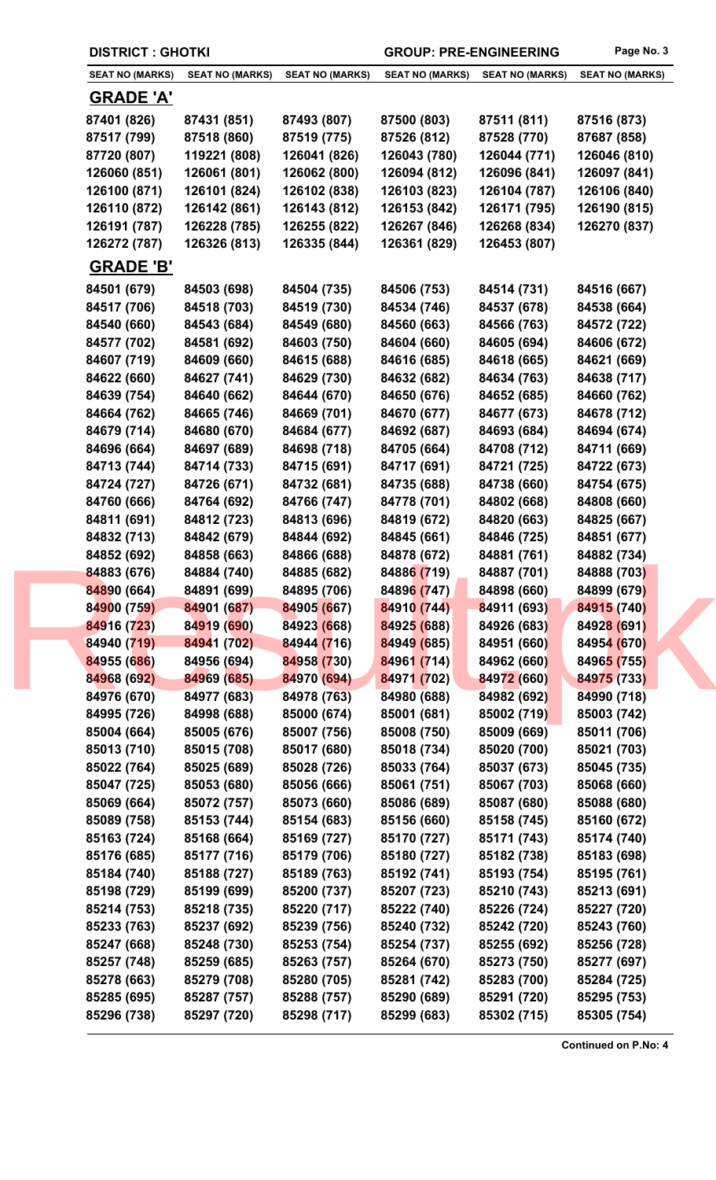**DISTRICT : GHOTKI** **GROUP: PRE-ENGINEERING**

| SEAT NO (MARKS) | SEAT NO (MARKS) | SEAT NO (MARKS) | SEAT NO (MARKS) | SEAT NO (MARKS) | SEAT NO (MARKS) |
|---|---|---|---|---|---|

## GRADE 'A'

| | | | | | |
|---|---|---|---|---|---|
| 87401 (826) | 87431 (851) | 87493 (807) | 87500 (803) | 87511 (811) | 87516 (873) |
| 87517 (799) | 87518 (860) | 87519 (775) | 87526 (812) | 87528 (770) | 87687 (858) |
| 87720 (807) | 119221 (808) | 126041 (826) | 126043 (780) | 126044 (771) | 126046 (810) |
| 126060 (851) | 126061 (801) | 126062 (800) | 126094 (812) | 126096 (841) | 126097 (841) |
| 126100 (871) | 126101 (824) | 126102 (838) | 126103 (823) | 126104 (787) | 126106 (840) |
| 126110 (872) | 126142 (861) | 126143 (812) | 126153 (842) | 126171 (795) | 126190 (815) |
| 126191 (787) | 126228 (785) | 126255 (822) | 126267 (846) | 126268 (834) | 126270 (837) |
| 126272 (787) | 126326 (813) | 126335 (844) | 126361 (829) | 126453 (807) | |

## GRADE 'B'

| | | | | | |
|---|---|---|---|---|---|
| 84501 (679) | 84503 (698) | 84504 (735) | 84506 (753) | 84514 (731) | 84516 (667) |
| 84517 (706) | 84518 (703) | 84519 (730) | 84534 (746) | 84537 (678) | 84538 (664) |
| 84540 (660) | 84543 (684) | 84549 (680) | 84560 (663) | 84566 (763) | 84572 (722) |
| 84577 (702) | 84581 (692) | 84603 (750) | 84604 (660) | 84605 (694) | 84606 (672) |
| 84607 (719) | 84609 (660) | 84615 (688) | 84616 (685) | 84618 (665) | 84621 (669) |
| 84622 (660) | 84627 (741) | 84629 (730) | 84632 (682) | 84634 (763) | 84638 (717) |
| 84639 (754) | 84640 (662) | 84644 (670) | 84650 (676) | 84652 (685) | 84660 (762) |
| 84664 (762) | 84665 (746) | 84669 (701) | 84670 (677) | 84677 (673) | 84678 (712) |
| 84679 (714) | 84680 (670) | 84684 (677) | 84692 (687) | 84693 (684) | 84694 (674) |
| 84696 (664) | 84697 (689) | 84698 (718) | 84705 (664) | 84708 (712) | 84711 (669) |
| 84713 (744) | 84714 (733) | 84715 (691) | 84717 (691) | 84721 (725) | 84722 (673) |
| 84724 (727) | 84726 (671) | 84732 (681) | 84735 (688) | 84738 (660) | 84754 (675) |
| 84760 (666) | 84764 (692) | 84766 (747) | 84778 (701) | 84802 (668) | 84808 (660) |
| 84811 (691) | 84812 (723) | 84813 (696) | 84819 (672) | 84820 (663) | 84825 (667) |
| 84832 (713) | 84842 (679) | 84844 (692) | 84845 (661) | 84846 (725) | 84851 (677) |
| 84852 (692) | 84858 (663) | 84866 (688) | 84878 (672) | 84881 (761) | 84882 (734) |
| 84883 (676) | 84884 (740) | 84885 (682) | 84886 (719) | 84887 (701) | 84888 (703) |
| 84890 (664) | 84891 (699) | 84895 (706) | 84896 (747) | 84898 (660) | 84899 (679) |
| 84900 (759) | 84901 (687) | 84905 (667) | 84910 (744) | 84911 (693) | 84915 (740) |
| 84916 (723) | 84919 (690) | 84923 (668) | 84925 (688) | 84926 (683) | 84928 (691) |
| 84940 (719) | 84941 (702) | 84944 (716) | 84949 (685) | 84951 (660) | 84954 (670) |
| 84955 (686) | 84956 (694) | 84958 (730) | 84961 (714) | 84962 (660) | 84965 (755) |
| 84968 (692) | 84969 (685) | 84970 (694) | 84971 (702) | 84972 (660) | 84975 (733) |
| 84976 (670) | 84977 (683) | 84978 (763) | 84980 (688) | 84982 (692) | 84990 (718) |
| 84995 (726) | 84998 (688) | 85000 (674) | 85001 (681) | 85002 (719) | 85003 (742) |
| 85004 (664) | 85005 (676) | 85007 (756) | 85008 (750) | 85009 (669) | 85011 (706) |
| 85013 (710) | 85015 (708) | 85017 (680) | 85018 (734) | 85020 (700) | 85021 (703) |
| 85022 (764) | 85025 (689) | 85028 (726) | 85033 (764) | 85037 (673) | 85045 (735) |
| 85047 (725) | 85053 (680) | 85056 (666) | 85061 (751) | 85067 (703) | 85068 (660) |
| 85069 (664) | 85072 (757) | 85073 (660) | 85086 (689) | 85087 (680) | 85088 (680) |
| 85089 (758) | 85153 (744) | 85154 (683) | 85156 (660) | 85158 (745) | 85160 (672) |
| 85163 (724) | 85168 (664) | 85169 (727) | 85170 (727) | 85171 (743) | 85174 (740) |
| 85176 (685) | 85177 (716) | 85179 (706) | 85180 (727) | 85182 (738) | 85183 (698) |
| 85184 (740) | 85188 (727) | 85189 (763) | 85192 (741) | 85193 (754) | 85195 (761) |
| 85198 (729) | 85199 (699) | 85200 (737) | 85207 (723) | 85210 (743) | 85213 (691) |
| 85214 (753) | 85218 (735) | 85220 (717) | 85222 (740) | 85226 (724) | 85227 (720) |
| 85233 (763) | 85237 (692) | 85239 (756) | 85240 (732) | 85242 (720) | 85243 (760) |
| 85247 (668) | 85248 (730) | 85253 (754) | 85254 (737) | 85255 (692) | 85256 (728) |
| 85257 (748) | 85259 (685) | 85263 (757) | 85264 (670) | 85273 (750) | 85277 (697) |
| 85278 (663) | 85279 (708) | 85280 (705) | 85281 (742) | 85283 (700) | 85284 (725) |
| 85285 (695) | 85287 (757) | 85288 (757) | 85290 (689) | 85291 (720) | 85295 (753) |
| 85296 (738) | 85297 (720) | 85298 (717) | 85299 (683) | 85302 (715) | 85305 (754) |

**Continued on P.No: 4**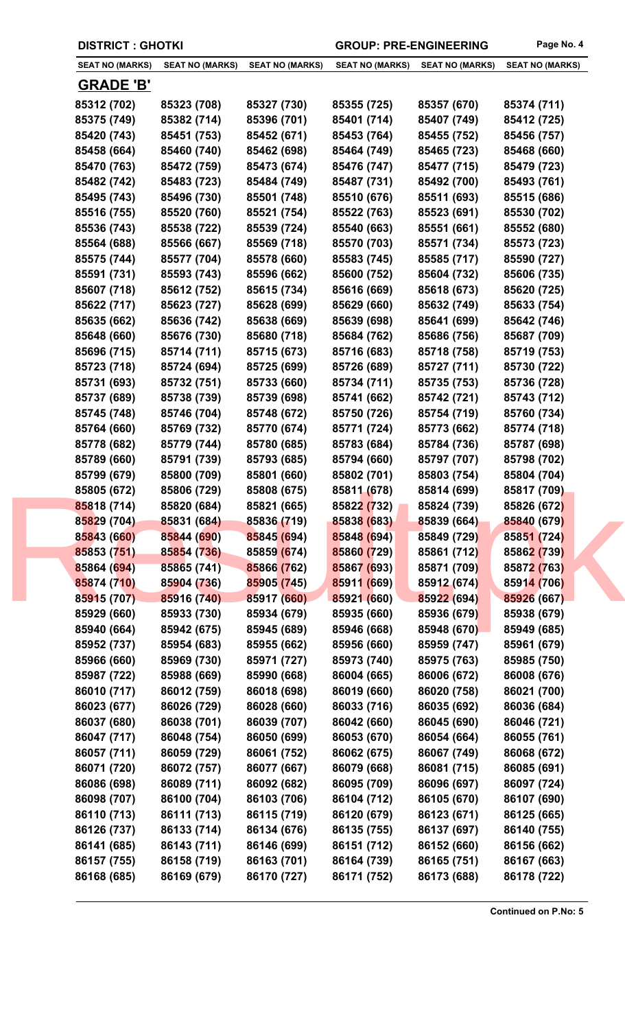DISTRICT : GHOTKI | GROUP: PRE-ENGINEERING

| SEAT NO (MARKS) | SEAT NO (MARKS) | SEAT NO (MARKS) | SEAT NO (MARKS) | SEAT NO (MARKS) | SEAT NO (MARKS) |
|---|---|---|---|---|---|

## GRADE 'B'

| SEAT NO (MARKS) | SEAT NO (MARKS) | SEAT NO (MARKS) | SEAT NO (MARKS) | SEAT NO (MARKS) | SEAT NO (MARKS) |
|---|---|---|---|---|---|
| 85312 (702) | 85323 (708) | 85327 (730) | 85355 (725) | 85357 (670) | 85374 (711) |
| 85375 (749) | 85382 (714) | 85396 (701) | 85401 (714) | 85407 (749) | 85412 (725) |
| 85420 (743) | 85451 (753) | 85452 (671) | 85453 (764) | 85455 (752) | 85456 (757) |
| 85458 (664) | 85460 (740) | 85462 (698) | 85464 (749) | 85465 (723) | 85468 (660) |
| 85470 (763) | 85472 (759) | 85473 (674) | 85476 (747) | 85477 (715) | 85479 (723) |
| 85482 (742) | 85483 (723) | 85484 (749) | 85487 (731) | 85492 (700) | 85493 (761) |
| 85495 (743) | 85496 (730) | 85501 (748) | 85510 (676) | 85511 (693) | 85515 (686) |
| 85516 (755) | 85520 (760) | 85521 (754) | 85522 (763) | 85523 (691) | 85530 (702) |
| 85536 (743) | 85538 (722) | 85539 (724) | 85540 (663) | 85551 (661) | 85552 (680) |
| 85564 (688) | 85566 (667) | 85569 (718) | 85570 (703) | 85571 (734) | 85573 (723) |
| 85575 (744) | 85577 (704) | 85578 (660) | 85583 (745) | 85585 (717) | 85590 (727) |
| 85591 (731) | 85593 (743) | 85596 (662) | 85600 (752) | 85604 (732) | 85606 (735) |
| 85607 (718) | 85612 (752) | 85615 (734) | 85616 (669) | 85618 (673) | 85620 (725) |
| 85622 (717) | 85623 (727) | 85628 (699) | 85629 (660) | 85632 (749) | 85633 (754) |
| 85635 (662) | 85636 (742) | 85638 (669) | 85639 (698) | 85641 (699) | 85642 (746) |
| 85648 (660) | 85676 (730) | 85680 (718) | 85684 (762) | 85686 (756) | 85687 (709) |
| 85696 (715) | 85714 (711) | 85715 (673) | 85716 (683) | 85718 (758) | 85719 (753) |
| 85723 (718) | 85724 (694) | 85725 (699) | 85726 (689) | 85727 (711) | 85730 (722) |
| 85731 (693) | 85732 (751) | 85733 (660) | 85734 (711) | 85735 (753) | 85736 (728) |
| 85737 (689) | 85738 (739) | 85739 (698) | 85741 (662) | 85742 (721) | 85743 (712) |
| 85745 (748) | 85746 (704) | 85748 (672) | 85750 (726) | 85754 (719) | 85760 (734) |
| 85764 (660) | 85769 (732) | 85770 (674) | 85771 (724) | 85773 (662) | 85774 (718) |
| 85778 (682) | 85779 (744) | 85780 (685) | 85783 (684) | 85784 (736) | 85787 (698) |
| 85789 (660) | 85791 (739) | 85793 (685) | 85794 (660) | 85797 (707) | 85798 (702) |
| 85799 (679) | 85800 (709) | 85801 (660) | 85802 (701) | 85803 (754) | 85804 (704) |
| 85805 (672) | 85806 (729) | 85808 (675) | 85811 (678) | 85814 (699) | 85817 (709) |
| 85818 (714) | 85820 (684) | 85821 (665) | 85822 (732) | 85824 (739) | 85826 (672) |
| 85829 (704) | 85831 (684) | 85836 (719) | 85838 (683) | 85839 (664) | 85840 (679) |
| 85843 (660) | 85844 (690) | 85845 (694) | 85848 (694) | 85849 (729) | 85851 (724) |
| 85853 (751) | 85854 (736) | 85859 (674) | 85860 (729) | 85861 (712) | 85862 (739) |
| 85864 (694) | 85865 (741) | 85866 (762) | 85867 (693) | 85871 (709) | 85872 (763) |
| 85874 (710) | 85904 (736) | 85905 (745) | 85911 (669) | 85912 (674) | 85914 (706) |
| 85915 (707) | 85916 (740) | 85917 (660) | 85921 (660) | 85922 (694) | 85926 (667) |
| 85929 (660) | 85933 (730) | 85934 (679) | 85935 (660) | 85936 (679) | 85938 (679) |
| 85940 (664) | 85942 (675) | 85945 (689) | 85946 (668) | 85948 (670) | 85949 (685) |
| 85952 (737) | 85954 (683) | 85955 (662) | 85956 (660) | 85959 (747) | 85961 (679) |
| 85966 (660) | 85969 (730) | 85971 (727) | 85973 (740) | 85975 (763) | 85985 (750) |
| 85987 (722) | 85988 (669) | 85990 (668) | 86004 (665) | 86006 (672) | 86008 (676) |
| 86010 (717) | 86012 (759) | 86018 (698) | 86019 (660) | 86020 (758) | 86021 (700) |
| 86023 (677) | 86026 (729) | 86028 (660) | 86033 (716) | 86035 (692) | 86036 (684) |
| 86037 (680) | 86038 (701) | 86039 (707) | 86042 (660) | 86045 (690) | 86046 (721) |
| 86047 (717) | 86048 (754) | 86050 (699) | 86053 (670) | 86054 (664) | 86055 (761) |
| 86057 (711) | 86059 (729) | 86061 (752) | 86062 (675) | 86067 (749) | 86068 (672) |
| 86071 (720) | 86072 (757) | 86077 (667) | 86079 (668) | 86081 (715) | 86085 (691) |
| 86086 (698) | 86089 (711) | 86092 (682) | 86095 (709) | 86096 (697) | 86097 (724) |
| 86098 (707) | 86100 (704) | 86103 (706) | 86104 (712) | 86105 (670) | 86107 (690) |
| 86110 (713) | 86111 (713) | 86115 (719) | 86120 (679) | 86123 (671) | 86125 (665) |
| 86126 (737) | 86133 (714) | 86134 (676) | 86135 (755) | 86137 (697) | 86140 (755) |
| 86141 (685) | 86143 (711) | 86146 (699) | 86151 (712) | 86152 (660) | 86156 (662) |
| 86157 (755) | 86158 (719) | 86163 (701) | 86164 (739) | 86165 (751) | 86167 (663) |
| 86168 (685) | 86169 (679) | 86170 (727) | 86171 (752) | 86173 (688) | 86178 (722) |

**Continued on P.No: 5**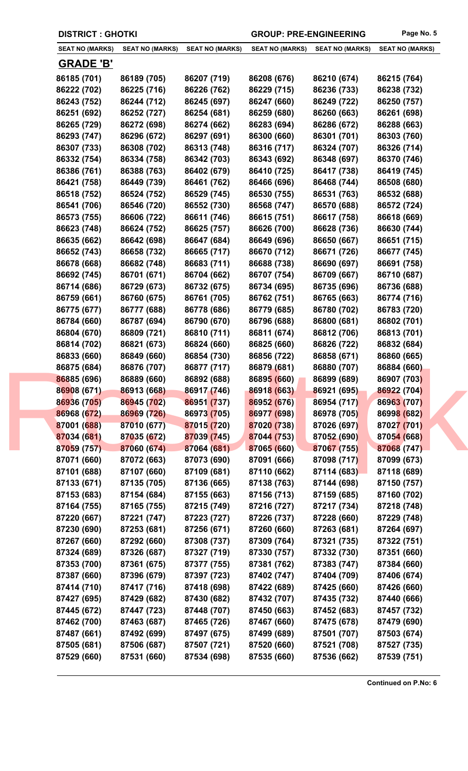DISTRICT : GHOTKI

GROUP: PRE-ENGINEERING

| SEAT NO (MARKS) | SEAT NO (MARKS) | SEAT NO (MARKS) | SEAT NO (MARKS) | SEAT NO (MARKS) | SEAT NO (MARKS) |
|---|---|---|---|---|---|

## GRADE 'B'

| | | | | | |
|---|---|---|---|---|---|
| 86185 (701) | 86189 (705) | 86207 (719) | 86208 (676) | 86210 (674) | 86215 (764) |
| 86222 (702) | 86225 (716) | 86226 (762) | 86229 (715) | 86236 (733) | 86238 (732) |
| 86243 (752) | 86244 (712) | 86245 (697) | 86247 (660) | 86249 (722) | 86250 (757) |
| 86251 (692) | 86252 (727) | 86254 (681) | 86259 (680) | 86260 (663) | 86261 (698) |
| 86265 (729) | 86272 (698) | 86274 (662) | 86283 (694) | 86286 (672) | 86288 (663) |
| 86293 (747) | 86296 (672) | 86297 (691) | 86300 (660) | 86301 (701) | 86303 (760) |
| 86307 (733) | 86308 (702) | 86313 (748) | 86316 (717) | 86324 (707) | 86326 (714) |
| 86332 (754) | 86334 (758) | 86342 (703) | 86343 (692) | 86348 (697) | 86370 (746) |
| 86386 (761) | 86388 (763) | 86402 (679) | 86410 (725) | 86417 (738) | 86419 (745) |
| 86421 (758) | 86449 (739) | 86461 (762) | 86466 (696) | 86468 (744) | 86508 (680) |
| 86518 (752) | 86524 (752) | 86529 (745) | 86530 (755) | 86531 (763) | 86532 (688) |
| 86541 (706) | 86546 (720) | 86552 (730) | 86568 (747) | 86570 (688) | 86572 (724) |
| 86573 (755) | 86606 (722) | 86611 (746) | 86615 (751) | 86617 (758) | 86618 (669) |
| 86623 (748) | 86624 (752) | 86625 (757) | 86626 (700) | 86628 (736) | 86630 (744) |
| 86635 (662) | 86642 (698) | 86647 (684) | 86649 (696) | 86650 (667) | 86651 (715) |
| 86652 (743) | 86658 (732) | 86665 (717) | 86670 (712) | 86671 (726) | 86677 (745) |
| 86678 (668) | 86682 (748) | 86683 (711) | 86688 (738) | 86690 (697) | 86691 (758) |
| 86692 (745) | 86701 (671) | 86704 (662) | 86707 (754) | 86709 (667) | 86710 (687) |
| 86714 (686) | 86729 (673) | 86732 (675) | 86734 (695) | 86735 (696) | 86736 (688) |
| 86759 (661) | 86760 (675) | 86761 (705) | 86762 (751) | 86765 (663) | 86774 (716) |
| 86775 (677) | 86777 (688) | 86778 (686) | 86779 (685) | 86780 (702) | 86783 (720) |
| 86784 (660) | 86787 (694) | 86790 (670) | 86796 (688) | 86800 (681) | 86802 (701) |
| 86804 (670) | 86809 (721) | 86810 (711) | 86811 (674) | 86812 (706) | 86813 (701) |
| 86814 (702) | 86821 (673) | 86824 (660) | 86825 (660) | 86826 (722) | 86832 (684) |
| 86833 (660) | 86849 (660) | 86854 (730) | 86856 (722) | 86858 (671) | 86860 (665) |
| 86875 (684) | 86876 (707) | 86877 (717) | 86879 (681) | 86880 (707) | 86884 (660) |
| 86885 (696) | 86889 (660) | 86892 (688) | 86895 (660) | 86899 (689) | 86907 (703) |
| 86908 (671) | 86913 (668) | 86917 (746) | 86918 (663) | 86921 (695) | 86922 (704) |
| 86936 (705) | 86945 (702) | 86951 (737) | 86952 (676) | 86954 (717) | 86963 (707) |
| 86968 (672) | 86969 (726) | 86973 (705) | 86977 (698) | 86978 (705) | 86998 (682) |
| 87001 (688) | 87010 (677) | 87015 (720) | 87020 (738) | 87026 (697) | 87027 (701) |
| 87034 (681) | 87035 (672) | 87039 (745) | 87044 (753) | 87052 (690) | 87054 (668) |
| 87059 (757) | 87060 (674) | 87064 (681) | 87065 (660) | 87067 (755) | 87068 (747) |
| 87071 (660) | 87072 (663) | 87073 (690) | 87091 (666) | 87098 (717) | 87099 (673) |
| 87101 (688) | 87107 (660) | 87109 (681) | 87110 (662) | 87114 (683) | 87118 (689) |
| 87133 (671) | 87135 (705) | 87136 (665) | 87138 (763) | 87144 (698) | 87150 (757) |
| 87153 (683) | 87154 (684) | 87155 (663) | 87156 (713) | 87159 (685) | 87160 (702) |
| 87164 (755) | 87165 (755) | 87215 (749) | 87216 (727) | 87217 (734) | 87218 (748) |
| 87220 (667) | 87221 (747) | 87223 (727) | 87226 (737) | 87228 (660) | 87229 (748) |
| 87230 (690) | 87253 (681) | 87256 (671) | 87260 (660) | 87263 (681) | 87264 (697) |
| 87267 (660) | 87292 (660) | 87308 (737) | 87309 (764) | 87321 (735) | 87322 (751) |
| 87324 (689) | 87326 (687) | 87327 (719) | 87330 (757) | 87332 (730) | 87351 (660) |
| 87353 (700) | 87361 (675) | 87377 (755) | 87381 (762) | 87383 (747) | 87384 (660) |
| 87387 (660) | 87396 (679) | 87397 (723) | 87402 (747) | 87404 (709) | 87406 (674) |
| 87414 (710) | 87417 (716) | 87418 (698) | 87422 (689) | 87425 (660) | 87426 (660) |
| 87427 (695) | 87429 (682) | 87430 (682) | 87432 (707) | 87435 (732) | 87440 (666) |
| 87445 (672) | 87447 (723) | 87448 (707) | 87450 (663) | 87452 (683) | 87457 (732) |
| 87462 (700) | 87463 (687) | 87465 (726) | 87467 (660) | 87475 (678) | 87479 (690) |
| 87487 (661) | 87492 (699) | 87497 (675) | 87499 (689) | 87501 (707) | 87503 (674) |
| 87505 (681) | 87506 (687) | 87507 (721) | 87520 (660) | 87521 (708) | 87527 (735) |
| 87529 (660) | 87531 (660) | 87534 (698) | 87535 (660) | 87536 (662) | 87539 (751) |

Continued on P.No: 6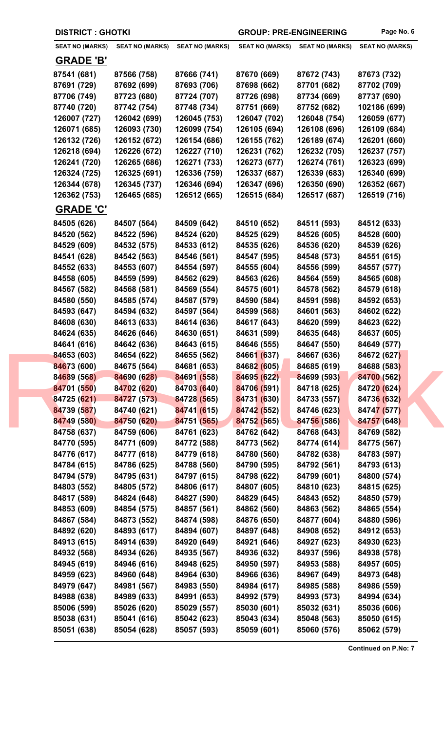DISTRICT : GHOTKI | GROUP: PRE-ENGINEERING

| SEAT NO (MARKS) | SEAT NO (MARKS) | SEAT NO (MARKS) | SEAT NO (MARKS) | SEAT NO (MARKS) | SEAT NO (MARKS) |
|---|---|---|---|---|---|

## GRADE 'B'

| | | | | | |
|---|---|---|---|---|---|
| 87541 (681) | 87566 (758) | 87666 (741) | 87670 (669) | 87672 (743) | 87673 (732) |
| 87691 (729) | 87692 (699) | 87693 (706) | 87698 (662) | 87701 (682) | 87702 (709) |
| 87706 (749) | 87723 (680) | 87724 (707) | 87726 (698) | 87734 (669) | 87737 (690) |
| 87740 (720) | 87742 (754) | 87748 (734) | 87751 (669) | 87752 (682) | 102186 (699) |
| 126007 (727) | 126042 (699) | 126045 (753) | 126047 (702) | 126048 (754) | 126059 (677) |
| 126071 (685) | 126093 (730) | 126099 (754) | 126105 (694) | 126108 (696) | 126109 (684) |
| 126132 (726) | 126152 (672) | 126154 (686) | 126155 (762) | 126189 (674) | 126201 (660) |
| 126218 (694) | 126226 (672) | 126227 (710) | 126231 (762) | 126232 (705) | 126237 (757) |
| 126241 (720) | 126265 (686) | 126271 (733) | 126273 (677) | 126274 (761) | 126323 (699) |
| 126324 (725) | 126325 (691) | 126336 (759) | 126337 (687) | 126339 (683) | 126340 (699) |
| 126344 (678) | 126345 (737) | 126346 (694) | 126347 (696) | 126350 (690) | 126352 (667) |
| 126362 (753) | 126465 (685) | 126512 (665) | 126515 (684) | 126517 (687) | 126519 (716) |

## GRADE 'C'

| | | | | | |
|---|---|---|---|---|---|
| 84505 (626) | 84507 (564) | 84509 (642) | 84510 (652) | 84511 (593) | 84512 (633) |
| 84520 (562) | 84522 (596) | 84524 (620) | 84525 (629) | 84526 (605) | 84528 (600) |
| 84529 (609) | 84532 (575) | 84533 (612) | 84535 (626) | 84536 (620) | 84539 (626) |
| 84541 (628) | 84542 (563) | 84546 (561) | 84547 (595) | 84548 (573) | 84551 (615) |
| 84552 (633) | 84553 (607) | 84554 (597) | 84555 (604) | 84556 (599) | 84557 (577) |
| 84558 (605) | 84559 (599) | 84562 (629) | 84563 (626) | 84564 (559) | 84565 (608) |
| 84567 (582) | 84568 (581) | 84569 (554) | 84575 (601) | 84578 (562) | 84579 (618) |
| 84580 (550) | 84585 (574) | 84587 (579) | 84590 (584) | 84591 (598) | 84592 (653) |
| 84593 (647) | 84594 (632) | 84597 (564) | 84599 (568) | 84601 (563) | 84602 (622) |
| 84608 (630) | 84613 (633) | 84614 (636) | 84617 (643) | 84620 (599) | 84623 (622) |
| 84624 (635) | 84626 (646) | 84630 (651) | 84631 (599) | 84635 (648) | 84637 (605) |
| 84641 (616) | 84642 (636) | 84643 (615) | 84646 (555) | 84647 (550) | 84649 (577) |
| 84653 (603) | 84654 (622) | 84655 (562) | 84661 (637) | 84667 (636) | 84672 (627) |
| 84673 (600) | 84675 (564) | 84681 (653) | 84682 (605) | 84685 (619) | 84688 (583) |
| 84689 (568) | 84690 (628) | 84691 (558) | 84695 (622) | 84699 (593) | 84700 (562) |
| 84701 (550) | 84702 (620) | 84703 (640) | 84706 (591) | 84718 (625) | 84720 (624) |
| 84725 (621) | 84727 (573) | 84728 (565) | 84731 (630) | 84733 (557) | 84736 (632) |
| 84739 (587) | 84740 (621) | 84741 (615) | 84742 (552) | 84746 (623) | 84747 (577) |
| 84749 (580) | 84750 (620) | 84751 (565) | 84752 (565) | 84756 (586) | 84757 (648) |
| 84758 (637) | 84759 (606) | 84761 (623) | 84762 (642) | 84768 (643) | 84769 (582) |
| 84770 (595) | 84771 (609) | 84772 (588) | 84773 (562) | 84774 (614) | 84775 (567) |
| 84776 (617) | 84777 (618) | 84779 (618) | 84780 (560) | 84782 (638) | 84783 (597) |
| 84784 (615) | 84786 (625) | 84788 (560) | 84790 (595) | 84792 (561) | 84793 (613) |
| 84794 (579) | 84795 (631) | 84797 (615) | 84798 (622) | 84799 (601) | 84800 (574) |
| 84803 (552) | 84805 (572) | 84806 (617) | 84807 (605) | 84810 (623) | 84815 (625) |
| 84817 (589) | 84824 (648) | 84827 (590) | 84829 (645) | 84843 (652) | 84850 (579) |
| 84853 (609) | 84854 (575) | 84857 (561) | 84862 (560) | 84863 (562) | 84865 (554) |
| 84867 (584) | 84873 (552) | 84874 (598) | 84876 (650) | 84877 (604) | 84880 (596) |
| 84892 (620) | 84893 (617) | 84894 (607) | 84897 (648) | 84908 (652) | 84912 (653) |
| 84913 (615) | 84914 (639) | 84920 (649) | 84921 (646) | 84927 (623) | 84930 (623) |
| 84932 (568) | 84934 (626) | 84935 (567) | 84936 (632) | 84937 (596) | 84938 (578) |
| 84945 (619) | 84946 (616) | 84948 (625) | 84950 (597) | 84953 (588) | 84957 (605) |
| 84959 (623) | 84960 (648) | 84964 (630) | 84966 (636) | 84967 (649) | 84973 (648) |
| 84979 (647) | 84981 (567) | 84983 (550) | 84984 (617) | 84985 (588) | 84986 (559) |
| 84988 (638) | 84989 (633) | 84991 (653) | 84992 (579) | 84993 (573) | 84994 (634) |
| 85006 (599) | 85026 (620) | 85029 (557) | 85030 (601) | 85032 (631) | 85036 (606) |
| 85038 (631) | 85041 (616) | 85042 (623) | 85043 (634) | 85048 (563) | 85050 (615) |
| 85051 (638) | 85054 (628) | 85057 (593) | 85059 (601) | 85060 (576) | 85062 (579) |

**Continued on P.No: 7**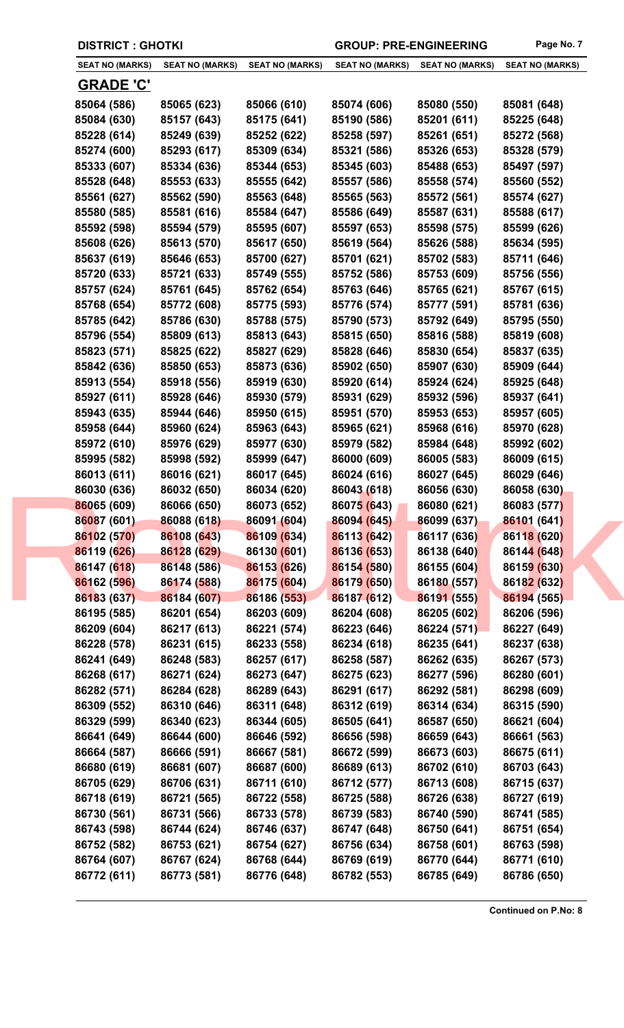DISTRICT : GHOTKI GROUP: PRE-ENGINEERING

## GRADE 'C'

| SEAT NO (MARKS) | SEAT NO (MARKS) | SEAT NO (MARKS) | SEAT NO (MARKS) | SEAT NO (MARKS) | SEAT NO (MARKS) |
|---|---|---|---|---|---|
| 85064 (586) | 85065 (623) | 85066 (610) | 85074 (606) | 85080 (550) | 85081 (648) |
| 85084 (630) | 85157 (643) | 85175 (641) | 85190 (586) | 85201 (611) | 85225 (648) |
| 85228 (614) | 85249 (639) | 85252 (622) | 85258 (597) | 85261 (651) | 85272 (568) |
| 85274 (600) | 85293 (617) | 85309 (634) | 85321 (586) | 85326 (653) | 85328 (579) |
| 85333 (607) | 85334 (636) | 85344 (653) | 85345 (603) | 85488 (653) | 85497 (597) |
| 85528 (648) | 85553 (633) | 85555 (642) | 85557 (586) | 85558 (574) | 85560 (552) |
| 85561 (627) | 85562 (590) | 85563 (648) | 85565 (563) | 85572 (561) | 85574 (627) |
| 85580 (585) | 85581 (616) | 85584 (647) | 85586 (649) | 85587 (631) | 85588 (617) |
| 85592 (598) | 85594 (579) | 85595 (607) | 85597 (653) | 85598 (575) | 85599 (626) |
| 85608 (626) | 85613 (570) | 85617 (650) | 85619 (564) | 85626 (588) | 85634 (595) |
| 85637 (619) | 85646 (653) | 85700 (627) | 85701 (621) | 85702 (583) | 85711 (646) |
| 85720 (633) | 85721 (633) | 85749 (555) | 85752 (586) | 85753 (609) | 85756 (556) |
| 85757 (624) | 85761 (645) | 85762 (654) | 85763 (646) | 85765 (621) | 85767 (615) |
| 85768 (654) | 85772 (608) | 85775 (593) | 85776 (574) | 85777 (591) | 85781 (636) |
| 85785 (642) | 85786 (630) | 85788 (575) | 85790 (573) | 85792 (649) | 85795 (550) |
| 85796 (554) | 85809 (613) | 85813 (643) | 85815 (650) | 85816 (588) | 85819 (608) |
| 85823 (571) | 85825 (622) | 85827 (629) | 85828 (646) | 85830 (654) | 85837 (635) |
| 85842 (636) | 85850 (653) | 85873 (636) | 85902 (650) | 85907 (630) | 85909 (644) |
| 85913 (554) | 85918 (556) | 85919 (630) | 85920 (614) | 85924 (624) | 85925 (648) |
| 85927 (611) | 85928 (646) | 85930 (579) | 85931 (629) | 85932 (596) | 85937 (641) |
| 85943 (635) | 85944 (646) | 85950 (615) | 85951 (570) | 85953 (653) | 85957 (605) |
| 85958 (644) | 85960 (624) | 85963 (643) | 85965 (621) | 85968 (616) | 85970 (628) |
| 85972 (610) | 85976 (629) | 85977 (630) | 85979 (582) | 85984 (648) | 85992 (602) |
| 85995 (582) | 85998 (592) | 85999 (647) | 86000 (609) | 86005 (583) | 86009 (615) |
| 86013 (611) | 86016 (621) | 86017 (645) | 86024 (616) | 86027 (645) | 86029 (646) |
| 86030 (636) | 86032 (650) | 86034 (620) | 86043 (618) | 86056 (630) | 86058 (630) |
| 86065 (609) | 86066 (650) | 86073 (652) | 86075 (643) | 86080 (621) | 86083 (577) |
| 86087 (601) | 86088 (618) | 86091 (604) | 86094 (645) | 86099 (637) | 86101 (641) |
| 86102 (570) | 86108 (643) | 86109 (634) | 86113 (642) | 86117 (636) | 86118 (620) |
| 86119 (626) | 86128 (629) | 86130 (601) | 86136 (653) | 86138 (640) | 86144 (648) |
| 86147 (618) | 86148 (586) | 86153 (626) | 86154 (580) | 86155 (604) | 86159 (630) |
| 86162 (596) | 86174 (588) | 86175 (604) | 86179 (650) | 86180 (557) | 86182 (632) |
| 86183 (637) | 86184 (607) | 86186 (553) | 86187 (612) | 86191 (555) | 86194 (565) |
| 86195 (585) | 86201 (654) | 86203 (609) | 86204 (608) | 86205 (602) | 86206 (596) |
| 86209 (604) | 86217 (613) | 86221 (574) | 86223 (646) | 86224 (571) | 86227 (649) |
| 86228 (578) | 86231 (615) | 86233 (558) | 86234 (618) | 86235 (641) | 86237 (638) |
| 86241 (649) | 86248 (583) | 86257 (617) | 86258 (587) | 86262 (635) | 86267 (573) |
| 86268 (617) | 86271 (624) | 86273 (647) | 86275 (623) | 86277 (596) | 86280 (601) |
| 86282 (571) | 86284 (628) | 86289 (643) | 86291 (617) | 86292 (581) | 86298 (609) |
| 86309 (552) | 86310 (646) | 86311 (648) | 86312 (619) | 86314 (634) | 86315 (590) |
| 86329 (599) | 86340 (623) | 86344 (605) | 86505 (641) | 86587 (650) | 86621 (604) |
| 86641 (649) | 86644 (600) | 86646 (592) | 86656 (598) | 86659 (643) | 86661 (563) |
| 86664 (587) | 86666 (591) | 86667 (581) | 86672 (599) | 86673 (603) | 86675 (611) |
| 86680 (619) | 86681 (607) | 86687 (600) | 86689 (613) | 86702 (610) | 86703 (643) |
| 86705 (629) | 86706 (631) | 86711 (610) | 86712 (577) | 86713 (608) | 86715 (637) |
| 86718 (619) | 86721 (565) | 86722 (558) | 86725 (588) | 86726 (638) | 86727 (619) |
| 86730 (561) | 86731 (566) | 86733 (578) | 86739 (583) | 86740 (590) | 86741 (585) |
| 86743 (598) | 86744 (624) | 86746 (637) | 86747 (648) | 86750 (641) | 86751 (654) |
| 86752 (582) | 86753 (621) | 86754 (627) | 86756 (634) | 86758 (601) | 86763 (598) |
| 86764 (607) | 86767 (624) | 86768 (644) | 86769 (619) | 86770 (644) | 86771 (610) |
| 86772 (611) | 86773 (581) | 86776 (648) | 86782 (553) | 86785 (649) | 86786 (650) |

**Continued on P.No: 8**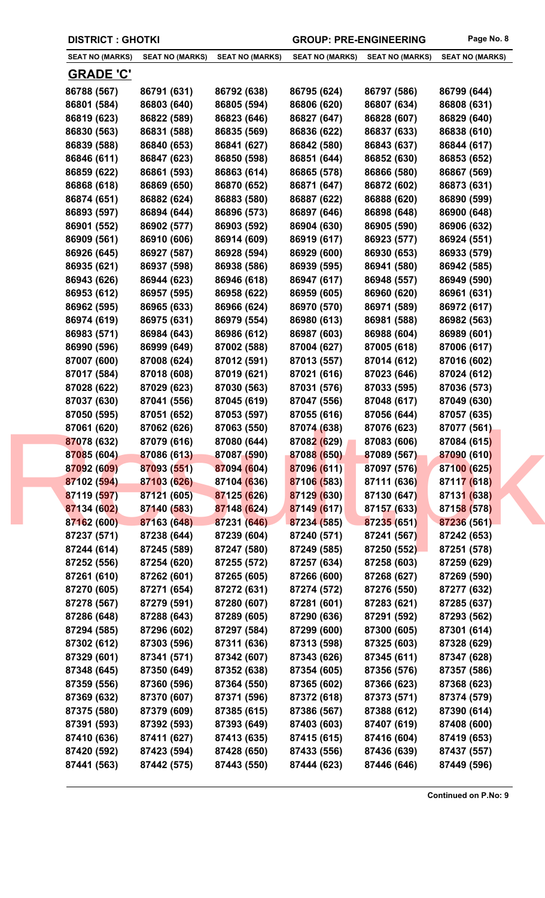**DISTRICT : GHOTKI** **GROUP: PRE-ENGINEERING**

| SEAT NO (MARKS) | SEAT NO (MARKS) | SEAT NO (MARKS) | SEAT NO (MARKS) | SEAT NO (MARKS) | SEAT NO (MARKS) |
|---|---|---|---|---|---|

## GRADE 'C'

| | | | | | |
|---|---|---|---|---|---|
| 86788 (567) | 86791 (631) | 86792 (638) | 86795 (624) | 86797 (586) | 86799 (644) |
| 86801 (584) | 86803 (640) | 86805 (594) | 86806 (620) | 86807 (634) | 86808 (631) |
| 86819 (623) | 86822 (589) | 86823 (646) | 86827 (647) | 86828 (607) | 86829 (640) |
| 86830 (563) | 86831 (588) | 86835 (569) | 86836 (622) | 86837 (633) | 86838 (610) |
| 86839 (588) | 86840 (653) | 86841 (627) | 86842 (580) | 86843 (637) | 86844 (617) |
| 86846 (611) | 86847 (623) | 86850 (598) | 86851 (644) | 86852 (630) | 86853 (652) |
| 86859 (622) | 86861 (593) | 86863 (614) | 86865 (578) | 86866 (580) | 86867 (569) |
| 86868 (618) | 86869 (650) | 86870 (652) | 86871 (647) | 86872 (602) | 86873 (631) |
| 86874 (651) | 86882 (624) | 86883 (580) | 86887 (622) | 86888 (620) | 86890 (599) |
| 86893 (597) | 86894 (644) | 86896 (573) | 86897 (646) | 86898 (648) | 86900 (648) |
| 86901 (552) | 86902 (577) | 86903 (592) | 86904 (630) | 86905 (590) | 86906 (632) |
| 86909 (561) | 86910 (606) | 86914 (609) | 86919 (617) | 86923 (577) | 86924 (551) |
| 86926 (645) | 86927 (587) | 86928 (594) | 86929 (600) | 86930 (653) | 86933 (579) |
| 86935 (621) | 86937 (598) | 86938 (586) | 86939 (595) | 86941 (580) | 86942 (585) |
| 86943 (626) | 86944 (623) | 86946 (618) | 86947 (617) | 86948 (557) | 86949 (590) |
| 86953 (612) | 86957 (595) | 86958 (622) | 86959 (605) | 86960 (620) | 86961 (631) |
| 86962 (595) | 86965 (633) | 86966 (624) | 86970 (570) | 86971 (589) | 86972 (617) |
| 86974 (619) | 86975 (631) | 86979 (554) | 86980 (613) | 86981 (588) | 86982 (563) |
| 86983 (571) | 86984 (643) | 86986 (612) | 86987 (603) | 86988 (604) | 86989 (601) |
| 86990 (596) | 86999 (649) | 87002 (588) | 87004 (627) | 87005 (618) | 87006 (617) |
| 87007 (600) | 87008 (624) | 87012 (591) | 87013 (557) | 87014 (612) | 87016 (602) |
| 87017 (584) | 87018 (608) | 87019 (621) | 87021 (616) | 87023 (646) | 87024 (612) |
| 87028 (622) | 87029 (623) | 87030 (563) | 87031 (576) | 87033 (595) | 87036 (573) |
| 87037 (630) | 87041 (556) | 87045 (619) | 87047 (556) | 87048 (617) | 87049 (630) |
| 87050 (595) | 87051 (652) | 87053 (597) | 87055 (616) | 87056 (644) | 87057 (635) |
| 87061 (620) | 87062 (626) | 87063 (550) | 87074 (638) | 87076 (623) | 87077 (561) |
| 87078 (632) | 87079 (616) | 87080 (644) | 87082 (629) | 87083 (606) | 87084 (615) |
| 87085 (604) | 87086 (613) | 87087 (590) | 87088 (650) | 87089 (567) | 87090 (610) |
| 87092 (609) | 87093 (551) | 87094 (604) | 87096 (611) | 87097 (576) | 87100 (625) |
| 87102 (594) | 87103 (626) | 87104 (636) | 87106 (583) | 87111 (636) | 87117 (618) |
| 87119 (597) | 87121 (605) | 87125 (626) | 87129 (630) | 87130 (647) | 87131 (638) |
| 87134 (602) | 87140 (583) | 87148 (624) | 87149 (617) | 87157 (633) | 87158 (578) |
| 87162 (600) | 87163 (648) | 87231 (646) | 87234 (585) | 87235 (651) | 87236 (561) |
| 87237 (571) | 87238 (644) | 87239 (604) | 87240 (571) | 87241 (567) | 87242 (653) |
| 87244 (614) | 87245 (589) | 87247 (580) | 87249 (585) | 87250 (552) | 87251 (578) |
| 87252 (556) | 87254 (620) | 87255 (572) | 87257 (634) | 87258 (603) | 87259 (629) |
| 87261 (610) | 87262 (601) | 87265 (605) | 87266 (600) | 87268 (627) | 87269 (590) |
| 87270 (605) | 87271 (654) | 87272 (631) | 87274 (572) | 87276 (550) | 87277 (632) |
| 87278 (567) | 87279 (591) | 87280 (607) | 87281 (601) | 87283 (621) | 87285 (637) |
| 87286 (648) | 87288 (643) | 87289 (605) | 87290 (636) | 87291 (592) | 87293 (562) |
| 87294 (585) | 87296 (602) | 87297 (584) | 87299 (600) | 87300 (605) | 87301 (614) |
| 87302 (612) | 87303 (596) | 87311 (636) | 87313 (598) | 87325 (603) | 87328 (629) |
| 87329 (601) | 87341 (571) | 87342 (607) | 87343 (626) | 87345 (611) | 87347 (628) |
| 87348 (645) | 87350 (649) | 87352 (638) | 87354 (605) | 87356 (576) | 87357 (586) |
| 87359 (556) | 87360 (596) | 87364 (550) | 87365 (602) | 87366 (623) | 87368 (623) |
| 87369 (632) | 87370 (607) | 87371 (596) | 87372 (618) | 87373 (571) | 87374 (579) |
| 87375 (580) | 87379 (609) | 87385 (615) | 87386 (567) | 87388 (612) | 87390 (614) |
| 87391 (593) | 87392 (593) | 87393 (649) | 87403 (603) | 87407 (619) | 87408 (600) |
| 87410 (636) | 87411 (627) | 87413 (635) | 87415 (615) | 87416 (604) | 87419 (653) |
| 87420 (592) | 87423 (594) | 87428 (650) | 87433 (556) | 87436 (639) | 87437 (557) |
| 87441 (563) | 87442 (575) | 87443 (550) | 87444 (623) | 87446 (646) | 87449 (596) |

**Continued on P.No: 9**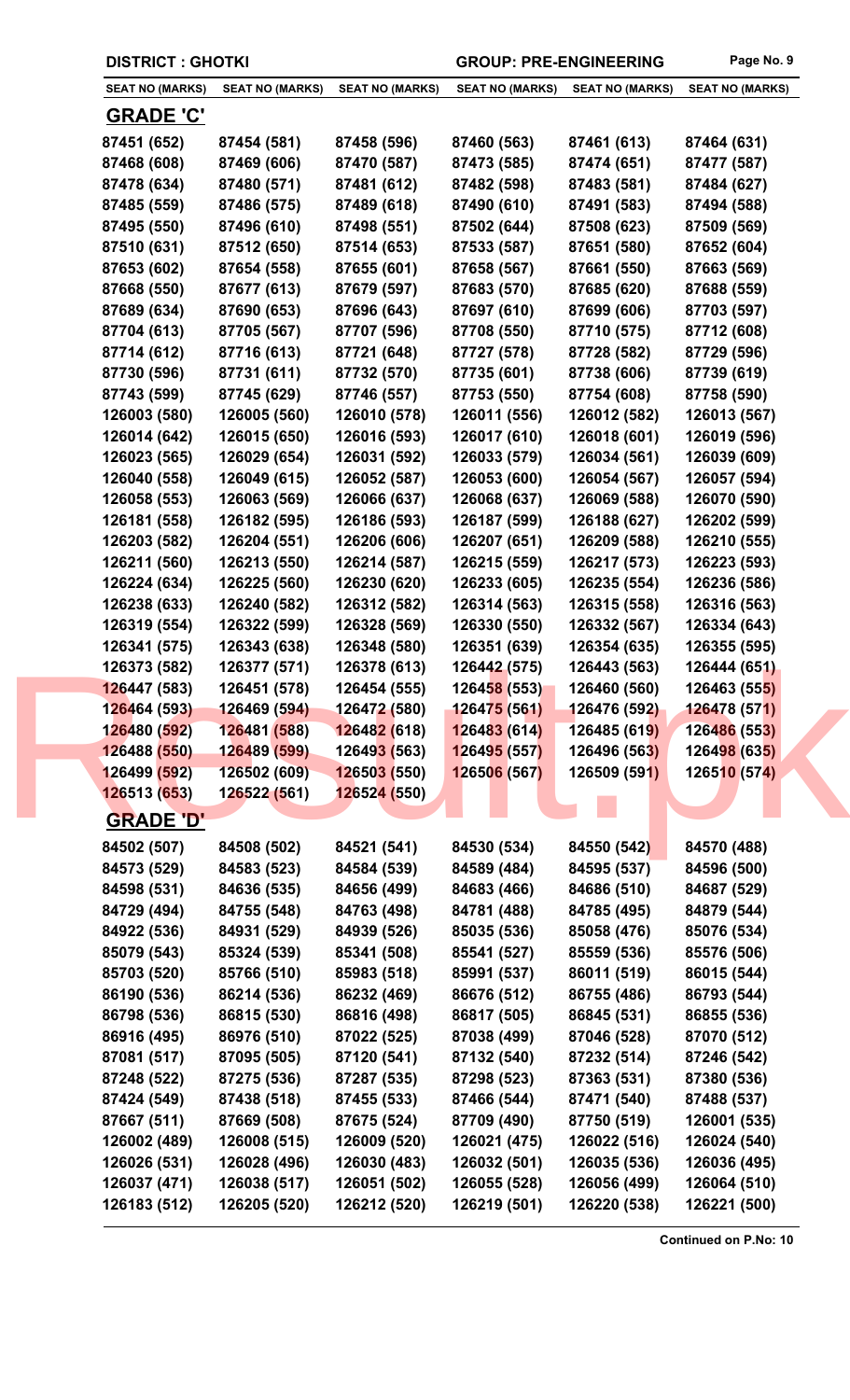**DISTRICT : GHOTKI** **GROUP: PRE-ENGINEERING**

| SEAT NO (MARKS) | SEAT NO (MARKS) | SEAT NO (MARKS) | SEAT NO (MARKS) | SEAT NO (MARKS) | SEAT NO (MARKS) |
|---|---|---|---|---|---|

## GRADE 'C'

| | | | | | |
|---|---|---|---|---|---|
| 87451 (652) | 87454 (581) | 87458 (596) | 87460 (563) | 87461 (613) | 87464 (631) |
| 87468 (608) | 87469 (606) | 87470 (587) | 87473 (585) | 87474 (651) | 87477 (587) |
| 87478 (634) | 87480 (571) | 87481 (612) | 87482 (598) | 87483 (581) | 87484 (627) |
| 87485 (559) | 87486 (575) | 87489 (618) | 87490 (610) | 87491 (583) | 87494 (588) |
| 87495 (550) | 87496 (610) | 87498 (551) | 87502 (644) | 87508 (623) | 87509 (569) |
| 87510 (631) | 87512 (650) | 87514 (653) | 87533 (587) | 87651 (580) | 87652 (604) |
| 87653 (602) | 87654 (558) | 87655 (601) | 87658 (567) | 87661 (550) | 87663 (569) |
| 87668 (550) | 87677 (613) | 87679 (597) | 87683 (570) | 87685 (620) | 87688 (559) |
| 87689 (634) | 87690 (653) | 87696 (643) | 87697 (610) | 87699 (606) | 87703 (597) |
| 87704 (613) | 87705 (567) | 87707 (596) | 87708 (550) | 87710 (575) | 87712 (608) |
| 87714 (612) | 87716 (613) | 87721 (648) | 87727 (578) | 87728 (582) | 87729 (596) |
| 87730 (596) | 87731 (611) | 87732 (570) | 87735 (601) | 87738 (606) | 87739 (619) |
| 87743 (599) | 87745 (629) | 87746 (557) | 87753 (550) | 87754 (608) | 87758 (590) |
| 126003 (580) | 126005 (560) | 126010 (578) | 126011 (556) | 126012 (582) | 126013 (567) |
| 126014 (642) | 126015 (650) | 126016 (593) | 126017 (610) | 126018 (601) | 126019 (596) |
| 126023 (565) | 126029 (654) | 126031 (592) | 126033 (579) | 126034 (561) | 126039 (609) |
| 126040 (558) | 126049 (615) | 126052 (587) | 126053 (600) | 126054 (567) | 126057 (594) |
| 126058 (553) | 126063 (569) | 126066 (637) | 126068 (637) | 126069 (588) | 126070 (590) |
| 126181 (558) | 126182 (595) | 126186 (593) | 126187 (599) | 126188 (627) | 126202 (599) |
| 126203 (582) | 126204 (551) | 126206 (606) | 126207 (651) | 126209 (588) | 126210 (555) |
| 126211 (560) | 126213 (550) | 126214 (587) | 126215 (559) | 126217 (573) | 126223 (593) |
| 126224 (634) | 126225 (560) | 126230 (620) | 126233 (605) | 126235 (554) | 126236 (586) |
| 126238 (633) | 126240 (582) | 126312 (582) | 126314 (563) | 126315 (558) | 126316 (563) |
| 126319 (554) | 126322 (599) | 126328 (569) | 126330 (550) | 126332 (567) | 126334 (643) |
| 126341 (575) | 126343 (638) | 126348 (580) | 126351 (639) | 126354 (635) | 126355 (595) |
| 126373 (582) | 126377 (571) | 126378 (613) | 126442 (575) | 126443 (563) | 126444 (651) |
| 126447 (583) | 126451 (578) | 126454 (555) | 126458 (553) | 126460 (560) | 126463 (555) |
| 126464 (593) | 126469 (594) | 126472 (580) | 126475 (561) | 126476 (592) | 126478 (571) |
| 126480 (592) | 126481 (588) | 126482 (618) | 126483 (614) | 126485 (619) | 126486 (553) |
| 126488 (550) | 126489 (599) | 126493 (563) | 126495 (557) | 126496 (563) | 126498 (635) |
| 126499 (592) | 126502 (609) | 126503 (550) | 126506 (567) | 126509 (591) | 126510 (574) |
| 126513 (653) | 126522 (561) | 126524 (550) | | | |

## GRADE 'D'

| | | | | | |
|---|---|---|---|---|---|
| 84502 (507) | 84508 (502) | 84521 (541) | 84530 (534) | 84550 (542) | 84570 (488) |
| 84573 (529) | 84583 (523) | 84584 (539) | 84589 (484) | 84595 (537) | 84596 (500) |
| 84598 (531) | 84636 (535) | 84656 (499) | 84683 (466) | 84686 (510) | 84687 (529) |
| 84729 (494) | 84755 (548) | 84763 (498) | 84781 (488) | 84785 (495) | 84879 (544) |
| 84922 (536) | 84931 (529) | 84939 (526) | 85035 (536) | 85058 (476) | 85076 (534) |
| 85079 (543) | 85324 (539) | 85341 (508) | 85541 (527) | 85559 (536) | 85576 (506) |
| 85703 (520) | 85766 (510) | 85983 (518) | 85991 (537) | 86011 (519) | 86015 (544) |
| 86190 (536) | 86214 (536) | 86232 (469) | 86676 (512) | 86755 (486) | 86793 (544) |
| 86798 (536) | 86815 (530) | 86816 (498) | 86817 (505) | 86845 (531) | 86855 (536) |
| 86916 (495) | 86976 (510) | 87022 (525) | 87038 (499) | 87046 (528) | 87070 (512) |
| 87081 (517) | 87095 (505) | 87120 (541) | 87132 (540) | 87232 (514) | 87246 (542) |
| 87248 (522) | 87275 (536) | 87287 (535) | 87298 (523) | 87363 (531) | 87380 (536) |
| 87424 (549) | 87438 (518) | 87455 (533) | 87466 (544) | 87471 (540) | 87488 (537) |
| 87667 (511) | 87669 (508) | 87675 (524) | 87709 (490) | 87750 (519) | 126001 (535) |
| 126002 (489) | 126008 (515) | 126009 (520) | 126021 (475) | 126022 (516) | 126024 (540) |
| 126026 (531) | 126028 (496) | 126030 (483) | 126032 (501) | 126035 (536) | 126036 (495) |
| 126037 (471) | 126038 (517) | 126051 (502) | 126055 (528) | 126056 (499) | 126064 (510) |
| 126183 (512) | 126205 (520) | 126212 (520) | 126219 (501) | 126220 (538) | 126221 (500) |

**Continued on P.No: 10**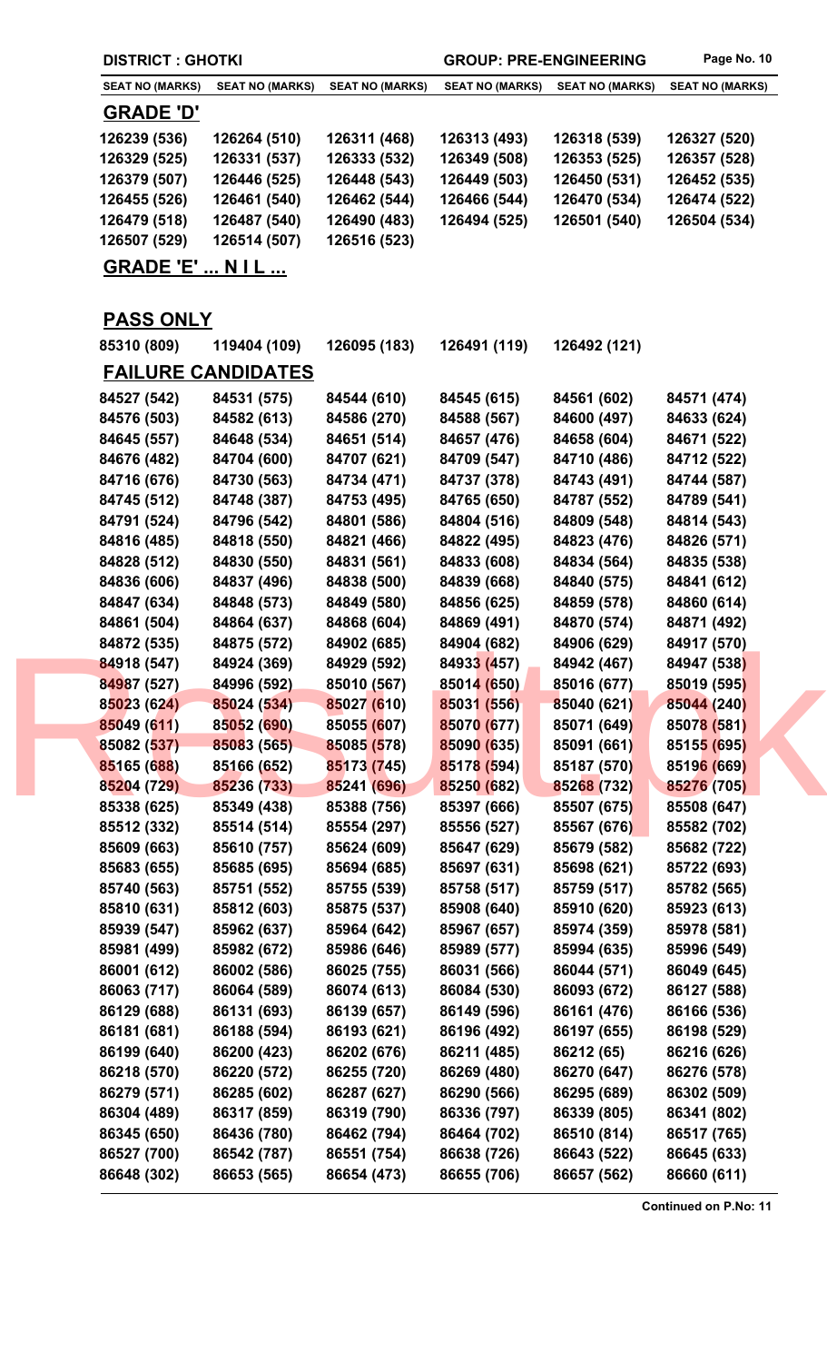DISTRICT : GHOTKI

GROUP: PRE-ENGINEERING

| SEAT NO (MARKS) | SEAT NO (MARKS) | SEAT NO (MARKS) | SEAT NO (MARKS) | SEAT NO (MARKS) | SEAT NO (MARKS) |
|---|---|---|---|---|---|

## GRADE 'D'

| | | | | | |
|---|---|---|---|---|---|
| 126239 (536) | 126264 (510) | 126311 (468) | 126313 (493) | 126318 (539) | 126327 (520) |
| 126329 (525) | 126331 (537) | 126333 (532) | 126349 (508) | 126353 (525) | 126357 (528) |
| 126379 (507) | 126446 (525) | 126448 (543) | 126449 (503) | 126450 (531) | 126452 (535) |
| 126455 (526) | 126461 (540) | 126462 (544) | 126466 (544) | 126470 (534) | 126474 (522) |
| 126479 (518) | 126487 (540) | 126490 (483) | 126494 (525) | 126501 (540) | 126504 (534) |
| 126507 (529) | 126514 (507) | 126516 (523) | | | |

## GRADE 'E' ... N I L ...

## PASS ONLY

| | | | | |
|---|---|---|---|---|
| 85310 (809) | 119404 (109) | 126095 (183) | 126491 (119) | 126492 (121) |

## FAILURE CANDIDATES

| | | | | | |
|---|---|---|---|---|---|
| 84527 (542) | 84531 (575) | 84544 (610) | 84545 (615) | 84561 (602) | 84571 (474) |
| 84576 (503) | 84582 (613) | 84586 (270) | 84588 (567) | 84600 (497) | 84633 (624) |
| 84645 (557) | 84648 (534) | 84651 (514) | 84657 (476) | 84658 (604) | 84671 (522) |
| 84676 (482) | 84704 (600) | 84707 (621) | 84709 (547) | 84710 (486) | 84712 (522) |
| 84716 (676) | 84730 (563) | 84734 (471) | 84737 (378) | 84743 (491) | 84744 (587) |
| 84745 (512) | 84748 (387) | 84753 (495) | 84765 (650) | 84787 (552) | 84789 (541) |
| 84791 (524) | 84796 (542) | 84801 (586) | 84804 (516) | 84809 (548) | 84814 (543) |
| 84816 (485) | 84818 (550) | 84821 (466) | 84822 (495) | 84823 (476) | 84826 (571) |
| 84828 (512) | 84830 (550) | 84831 (561) | 84833 (608) | 84834 (564) | 84835 (538) |
| 84836 (606) | 84837 (496) | 84838 (500) | 84839 (668) | 84840 (575) | 84841 (612) |
| 84847 (634) | 84848 (573) | 84849 (580) | 84856 (625) | 84859 (578) | 84860 (614) |
| 84861 (504) | 84864 (637) | 84868 (604) | 84869 (491) | 84870 (574) | 84871 (492) |
| 84872 (535) | 84875 (572) | 84902 (685) | 84904 (682) | 84906 (629) | 84917 (570) |
| 84918 (547) | 84924 (369) | 84929 (592) | 84933 (457) | 84942 (467) | 84947 (538) |
| 84987 (527) | 84996 (592) | 85010 (567) | 85014 (650) | 85016 (677) | 85019 (595) |
| 85023 (624) | 85024 (534) | 85027 (610) | 85031 (556) | 85040 (621) | 85044 (240) |
| 85049 (611) | 85052 (690) | 85055 (607) | 85070 (677) | 85071 (649) | 85078 (581) |
| 85082 (537) | 85083 (565) | 85085 (578) | 85090 (635) | 85091 (661) | 85155 (695) |
| 85165 (688) | 85166 (652) | 85173 (745) | 85178 (594) | 85187 (570) | 85196 (669) |
| 85204 (729) | 85236 (733) | 85241 (696) | 85250 (682) | 85268 (732) | 85276 (705) |
| 85338 (625) | 85349 (438) | 85388 (756) | 85397 (666) | 85507 (675) | 85508 (647) |
| 85512 (332) | 85514 (514) | 85554 (297) | 85556 (527) | 85567 (676) | 85582 (702) |
| 85609 (663) | 85610 (757) | 85624 (609) | 85647 (629) | 85679 (582) | 85682 (722) |
| 85683 (655) | 85685 (695) | 85694 (685) | 85697 (631) | 85698 (621) | 85722 (693) |
| 85740 (563) | 85751 (552) | 85755 (539) | 85758 (517) | 85759 (517) | 85782 (565) |
| 85810 (631) | 85812 (603) | 85875 (537) | 85908 (640) | 85910 (620) | 85923 (613) |
| 85939 (547) | 85962 (637) | 85964 (642) | 85967 (657) | 85974 (359) | 85978 (581) |
| 85981 (499) | 85982 (672) | 85986 (646) | 85989 (577) | 85994 (635) | 85996 (549) |
| 86001 (612) | 86002 (586) | 86025 (755) | 86031 (566) | 86044 (571) | 86049 (645) |
| 86063 (717) | 86064 (589) | 86074 (613) | 86084 (530) | 86093 (672) | 86127 (588) |
| 86129 (688) | 86131 (693) | 86139 (657) | 86149 (596) | 86161 (476) | 86166 (536) |
| 86181 (681) | 86188 (594) | 86193 (621) | 86196 (492) | 86197 (655) | 86198 (529) |
| 86199 (640) | 86200 (423) | 86202 (676) | 86211 (485) | 86212 (65) | 86216 (626) |
| 86218 (570) | 86220 (572) | 86255 (720) | 86269 (480) | 86270 (647) | 86276 (578) |
| 86279 (571) | 86285 (602) | 86287 (627) | 86290 (566) | 86295 (689) | 86302 (509) |
| 86304 (489) | 86317 (859) | 86319 (790) | 86336 (797) | 86339 (805) | 86341 (802) |
| 86345 (650) | 86436 (780) | 86462 (794) | 86464 (702) | 86510 (814) | 86517 (765) |
| 86527 (700) | 86542 (787) | 86551 (754) | 86638 (726) | 86643 (522) | 86645 (633) |
| 86648 (302) | 86653 (565) | 86654 (473) | 86655 (706) | 86657 (562) | 86660 (611) |

Continued on P.No: 11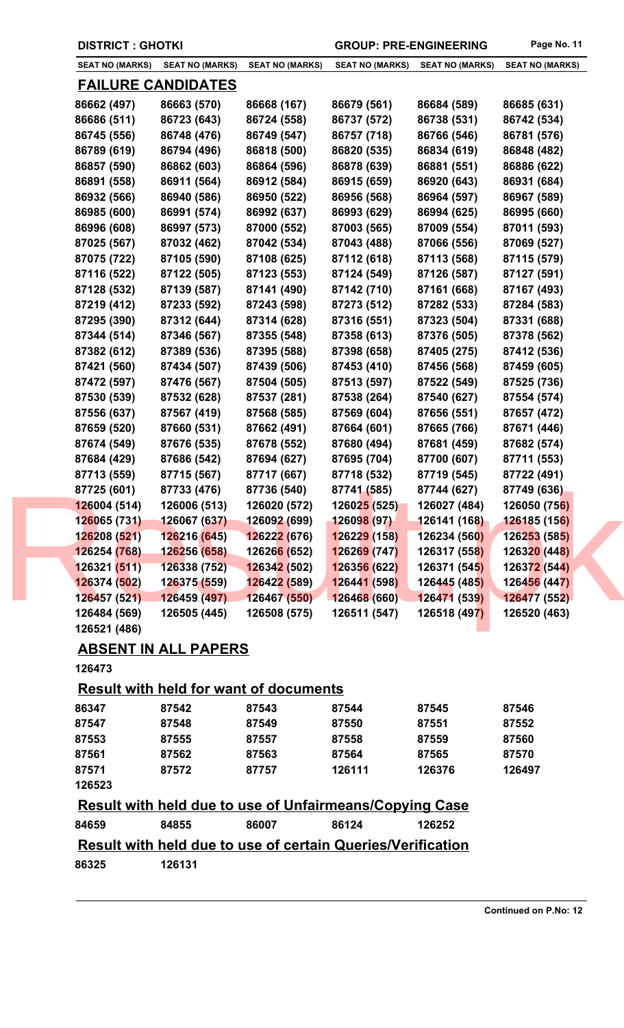**DISTRICT : GHOTKI** **GROUP: PRE-ENGINEERING**

| SEAT NO (MARKS) | SEAT NO (MARKS) | SEAT NO (MARKS) | SEAT NO (MARKS) | SEAT NO (MARKS) | SEAT NO (MARKS) |
|---|---|---|---|---|---|

## FAILURE CANDIDATES

| | | | | | |
|---|---|---|---|---|---|
| 86662 (497) | 86663 (570) | 86668 (167) | 86679 (561) | 86684 (589) | 86685 (631) |
| 86686 (511) | 86723 (643) | 86724 (558) | 86737 (572) | 86738 (531) | 86742 (534) |
| 86745 (556) | 86748 (476) | 86749 (547) | 86757 (718) | 86766 (546) | 86781 (576) |
| 86789 (619) | 86794 (496) | 86818 (500) | 86820 (535) | 86834 (619) | 86848 (482) |
| 86857 (590) | 86862 (603) | 86864 (596) | 86878 (639) | 86881 (551) | 86886 (622) |
| 86891 (558) | 86911 (564) | 86912 (584) | 86915 (659) | 86920 (643) | 86931 (684) |
| 86932 (566) | 86940 (586) | 86950 (522) | 86956 (568) | 86964 (597) | 86967 (589) |
| 86985 (600) | 86991 (574) | 86992 (637) | 86993 (629) | 86994 (625) | 86995 (660) |
| 86996 (608) | 86997 (573) | 87000 (552) | 87003 (565) | 87009 (554) | 87011 (593) |
| 87025 (567) | 87032 (462) | 87042 (534) | 87043 (488) | 87066 (556) | 87069 (527) |
| 87075 (722) | 87105 (590) | 87108 (625) | 87112 (618) | 87113 (568) | 87115 (579) |
| 87116 (522) | 87122 (505) | 87123 (553) | 87124 (549) | 87126 (587) | 87127 (591) |
| 87128 (532) | 87139 (587) | 87141 (490) | 87142 (710) | 87161 (668) | 87167 (493) |
| 87219 (412) | 87233 (592) | 87243 (598) | 87273 (512) | 87282 (533) | 87284 (583) |
| 87295 (390) | 87312 (644) | 87314 (628) | 87316 (551) | 87323 (504) | 87331 (688) |
| 87344 (514) | 87346 (567) | 87355 (548) | 87358 (613) | 87376 (505) | 87378 (562) |
| 87382 (612) | 87389 (536) | 87395 (588) | 87398 (658) | 87405 (275) | 87412 (536) |
| 87421 (560) | 87434 (507) | 87439 (506) | 87453 (410) | 87456 (568) | 87459 (605) |
| 87472 (597) | 87476 (567) | 87504 (505) | 87513 (597) | 87522 (549) | 87525 (736) |
| 87530 (539) | 87532 (628) | 87537 (281) | 87538 (264) | 87540 (627) | 87554 (574) |
| 87556 (637) | 87567 (419) | 87568 (585) | 87569 (604) | 87656 (551) | 87657 (472) |
| 87659 (520) | 87660 (531) | 87662 (491) | 87664 (601) | 87665 (766) | 87671 (446) |
| 87674 (549) | 87676 (535) | 87678 (552) | 87680 (494) | 87681 (459) | 87682 (574) |
| 87684 (429) | 87686 (542) | 87694 (627) | 87695 (704) | 87700 (607) | 87711 (553) |
| 87713 (559) | 87715 (567) | 87717 (667) | 87718 (532) | 87719 (545) | 87722 (491) |
| 87725 (601) | 87733 (476) | 87736 (540) | 87741 (585) | 87744 (627) | 87749 (636) |
| 126004 (514) | 126006 (513) | 126020 (572) | 126025 (525) | 126027 (484) | 126050 (756) |
| 126065 (731) | 126067 (637) | 126092 (699) | 126098 (97) | 126141 (168) | 126185 (156) |
| 126208 (521) | 126216 (645) | 126222 (676) | 126229 (158) | 126234 (560) | 126253 (585) |
| 126254 (768) | 126256 (658) | 126266 (652) | 126269 (747) | 126317 (558) | 126320 (448) |
| 126321 (511) | 126338 (752) | 126342 (502) | 126356 (622) | 126371 (545) | 126372 (544) |
| 126374 (502) | 126375 (559) | 126422 (589) | 126441 (598) | 126445 (485) | 126456 (447) |
| 126457 (521) | 126459 (497) | 126467 (550) | 126468 (660) | 126471 (539) | 126477 (552) |
| 126484 (569) | 126505 (445) | 126508 (575) | 126511 (547) | 126518 (497) | 126520 (463) |
| 126521 (486) | | | | | |

## ABSENT IN ALL PAPERS

126473

## Result with held for want of documents

| | | | | | |
|---|---|---|---|---|---|
| 86347 | 87542 | 87543 | 87544 | 87545 | 87546 |
| 87547 | 87548 | 87549 | 87550 | 87551 | 87552 |
| 87553 | 87555 | 87557 | 87558 | 87559 | 87560 |
| 87561 | 87562 | 87563 | 87564 | 87565 | 87570 |
| 87571 | 87572 | 87757 | 126111 | 126376 | 126497 |
| 126523 | | | | | |

## Result with held due to use of Unfairmeans/Copying Case

| | | | | |
|---|---|---|---|---|
| 84659 | 84855 | 86007 | 86124 | 126252 |

## Result with held due to use of certain Queries/Verification

| | |
|---|---|
| 86325 | 126131 |

**Continued on P.No: 12**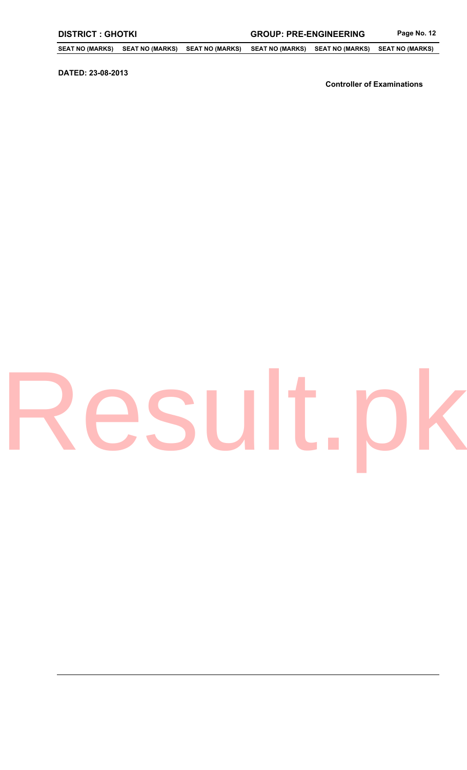**DISTRICT : GHOTKI** **GROUP: PRE-ENGINEERING**

| SEAT NO (MARKS) | SEAT NO (MARKS) | SEAT NO (MARKS) | SEAT NO (MARKS) | SEAT NO (MARKS) | SEAT NO (MARKS) |
|---|---|---|---|---|---|

**DATED: 23-08-2013**

**Controller of Examinations**